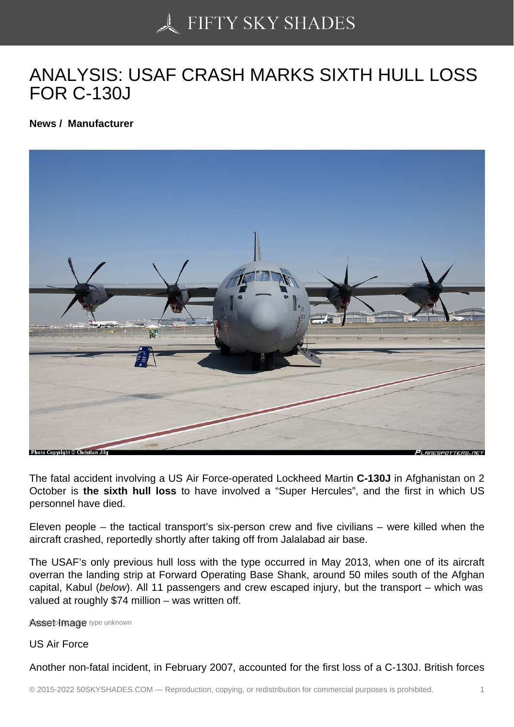# ANALYSIS: USAF CRASH MARKS SIXTH HULL LOSS FOR C-130J

**News / Manufacturer**

The fatal accident involving a US Air Force-operated Lockheed Martin **C-130J** in Afghanistan on 2 October is **the sixth hull loss** to have involved a "Super Hercules", and the first in which US personnel have died.

Eleven people – the tactical transport's six-person crew and five civilians – were killed when the aircraft crashed, reportedly shortly after taking off from Jalalabad air base.

The USAF's only previous hull loss with the type occurred in May 2013, when one of its aircraft overran the landing strip at Forward Operating Base Shank, around 50 miles south of the Afghan capital, Kabul (*below*). All 11 passengers and crew escaped injury, but the transport – which was valued at roughly $74 million – was written off.

Asset Image

US Air Force

Another non-fatal incident, in February 2007, accounted for the first loss of a C-130J. British forces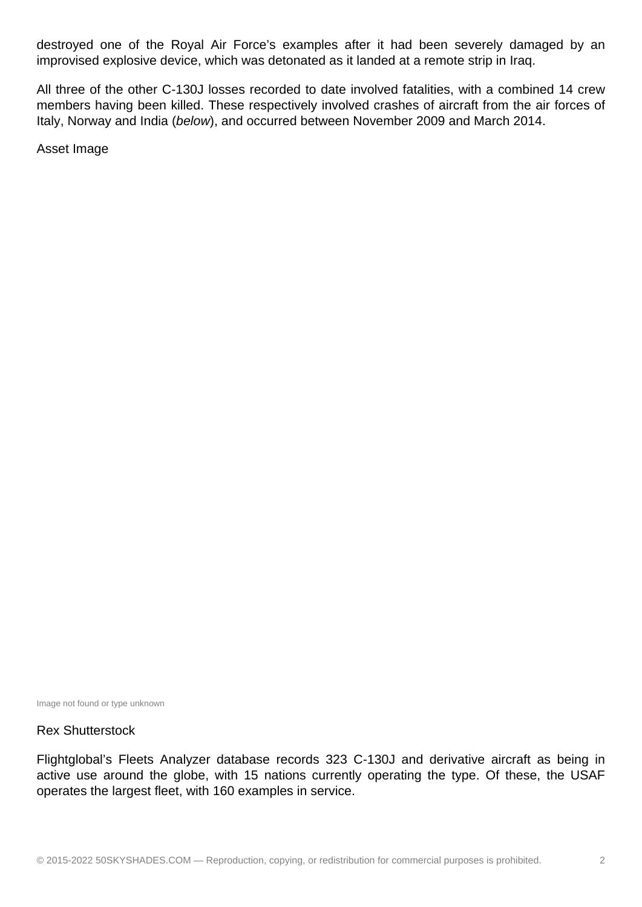destroyed one of the Royal Air Force's examples after it had been severely damaged by an improvised explosive device, which was detonated as it landed at a remote strip in Iraq.

All three of the other C-130J losses recorded to date involved fatalities, with a combined 14 crew members having been killed. These respectively involved crashes of aircraft from the air forces of Italy, Norway and India (*below*), and occurred between November 2009 and March 2014.

Asset Image

Image not found or type unknown

Rex Shutterstock

Flightglobal's Fleets Analyzer database records 323 C-130J and derivative aircraft as being in active use around the globe, with 15 nations currently operating the type. Of these, the USAF operates the largest fleet, with 160 examples in service.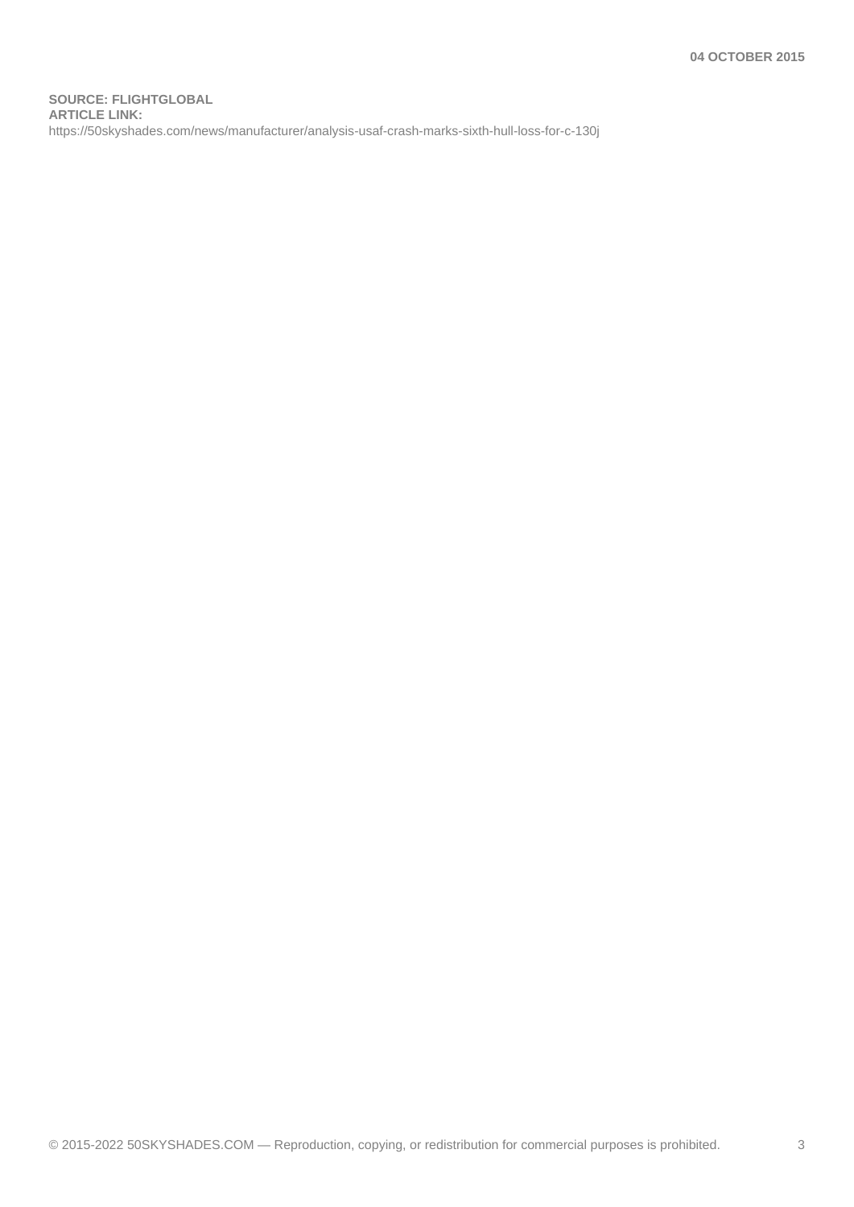04 OCTOBER 2015

**SOURCE: FLIGHTGLOBAL**
**ARTICLE LINK:**
https://50skyshades.com/news/manufacturer/analysis-usaf-crash-marks-sixth-hull-loss-for-c-130j

© 2015-2022 50SKYSHADES.COM — Reproduction, copying, or redistribution for commercial purposes is prohibited.